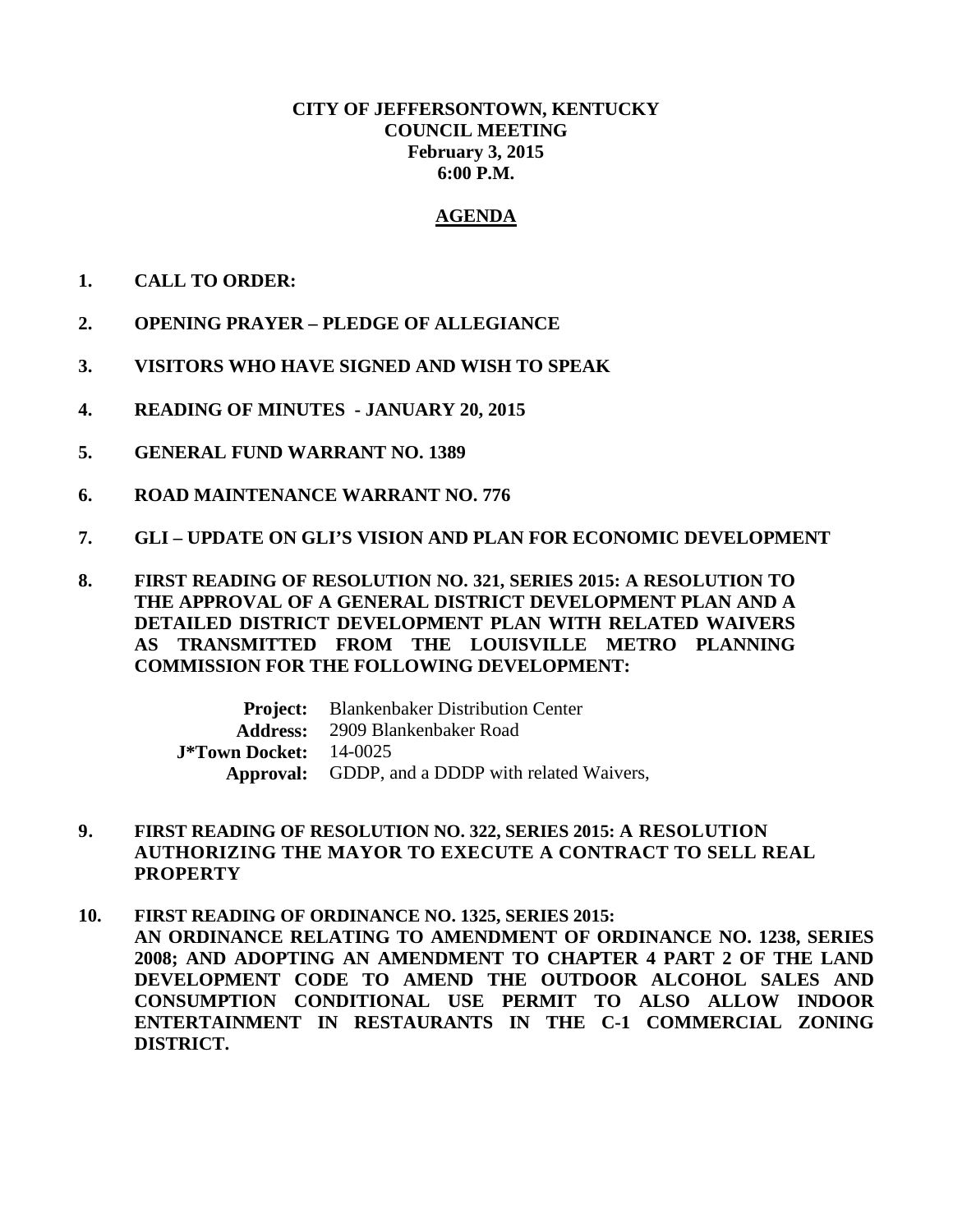**CITY OF JEFFERSONTOWN, KENTUCKY**
**COUNCIL MEETING**
**February 3, 2015**
**6:00 P.M.**

**AGENDA**

1. **CALL TO ORDER:**

2. **OPENING PRAYER – PLEDGE OF ALLEGIANCE**

3. **VISITORS WHO HAVE SIGNED AND WISH TO SPEAK**

4. **READING OF MINUTES - JANUARY 20, 2015**

5. **GENERAL FUND WARRANT NO. 1389**

6. **ROAD MAINTENANCE WARRANT NO. 776**

7. **GLI – UPDATE ON GLI'S VISION AND PLAN FOR ECONOMIC DEVELOPMENT**

8. **FIRST READING OF RESOLUTION NO. 321, SERIES 2015: A RESOLUTION TO THE APPROVAL OF A GENERAL DISTRICT DEVELOPMENT PLAN AND A DETAILED DISTRICT DEVELOPMENT PLAN WITH RELATED WAIVERS AS TRANSMITTED FROM THE LOUISVILLE METRO PLANNING COMMISSION FOR THE FOLLOWING DEVELOPMENT:**

   **Project:** Blankenbaker Distribution Center
   **Address:** 2909 Blankenbaker Road
   **J*Town Docket:** 14-0025
   **Approval:** GDDP, and a DDDP with related Waivers,

9. **FIRST READING OF RESOLUTION NO. 322, SERIES 2015: A RESOLUTION AUTHORIZING THE MAYOR TO EXECUTE A CONTRACT TO SELL REAL PROPERTY**

10. **FIRST READING OF ORDINANCE NO. 1325, SERIES 2015:**
    **AN ORDINANCE RELATING TO AMENDMENT OF ORDINANCE NO. 1238, SERIES 2008; AND ADOPTING AN AMENDMENT TO CHAPTER 4 PART 2 OF THE LAND DEVELOPMENT CODE TO AMEND THE OUTDOOR ALCOHOL SALES AND CONSUMPTION CONDITIONAL USE PERMIT TO ALSO ALLOW INDOOR ENTERTAINMENT IN RESTAURANTS IN THE C-1 COMMERCIAL ZONING DISTRICT.**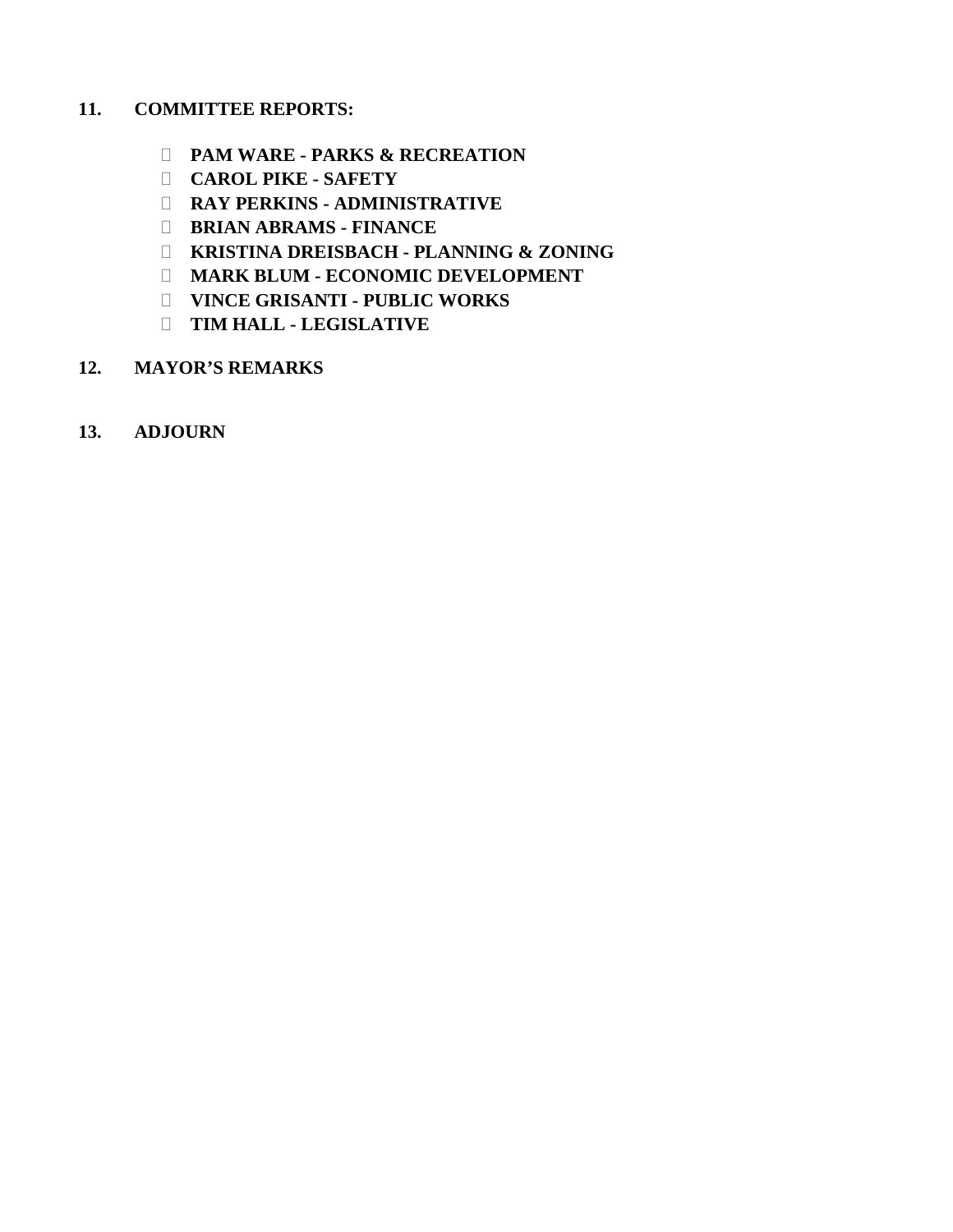**11. COMMITTEE REPORTS:**

- **PAM WARE - PARKS & RECREATION**
- **CAROL PIKE - SAFETY**
- **RAY PERKINS - ADMINISTRATIVE**
- **BRIAN ABRAMS - FINANCE**
- **KRISTINA DREISBACH - PLANNING & ZONING**
- **MARK BLUM - ECONOMIC DEVELOPMENT**
- **VINCE GRISANTI - PUBLIC WORKS**
- **TIM HALL - LEGISLATIVE**

**12. MAYOR'S REMARKS**

**13. ADJOURN**